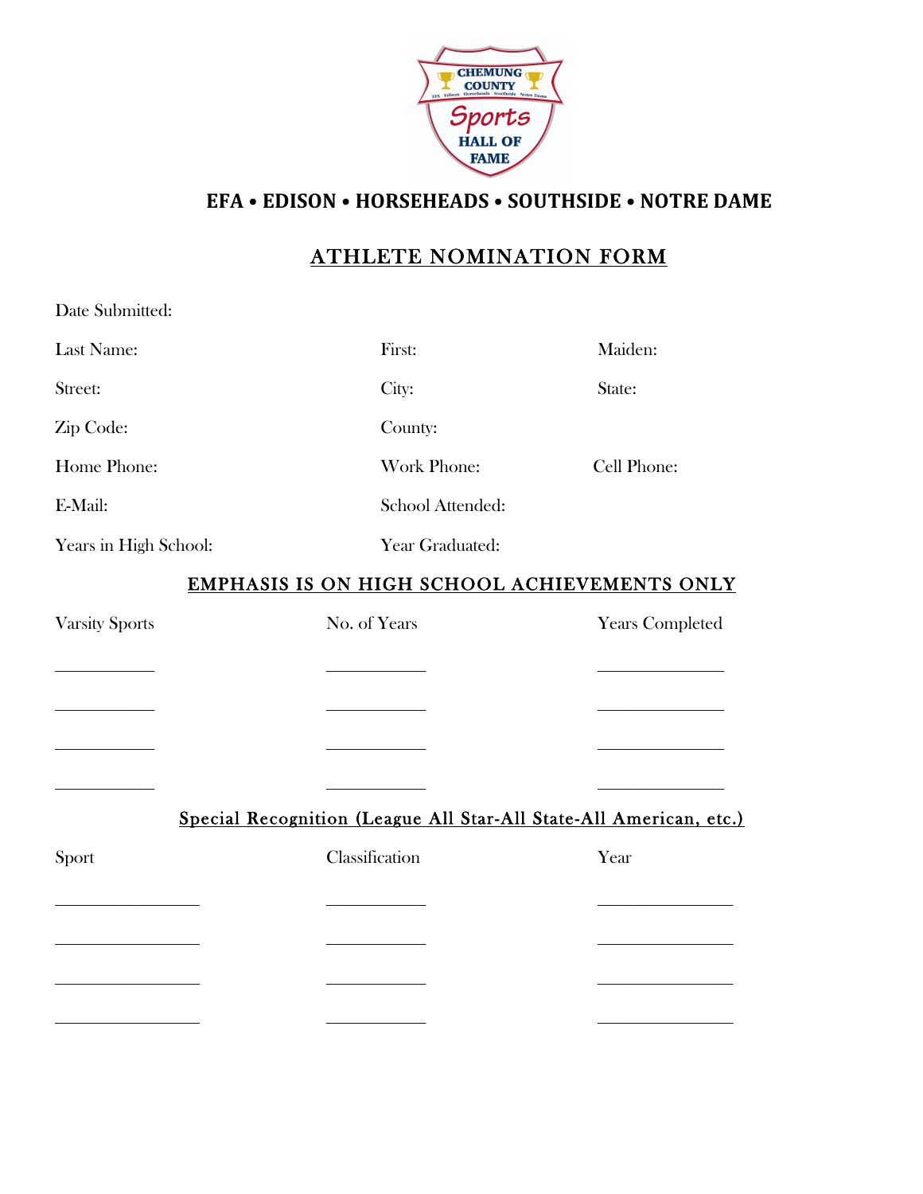CHEMUNG COUNTY Sports HALL OF FAME

**EFA • EDISON • HORSEHEADS • SOUTHSIDE • NOTRE DAME**

# ATHLETE NOMINATION FORM

Date Submitted:

Last Name: First: Maiden:

Street: City: State:

Zip Code: County:

Home Phone: Work Phone: Cell Phone:

E-Mail: School Attended:

Years in High School: Year Graduated:

## EMPHASIS IS ON HIGH SCHOOL ACHIEVEMENTS ONLY

| Varsity Sports | No. of Years | Years Completed |
|---|---|---|
| ___________ | ___________ | ______________ |
| ___________ | ___________ | ______________ |
| ___________ | ___________ | ______________ |
| ___________ | ___________ | ______________ |

## Special Recognition (League All Star-All State-All American, etc.)

| Sport | Classification | Year |
|---|---|---|
| ________________ | ___________ | _______________ |
| ________________ | ___________ | _______________ |
| ________________ | ___________ | _______________ |
| ________________ | ___________ | _______________ |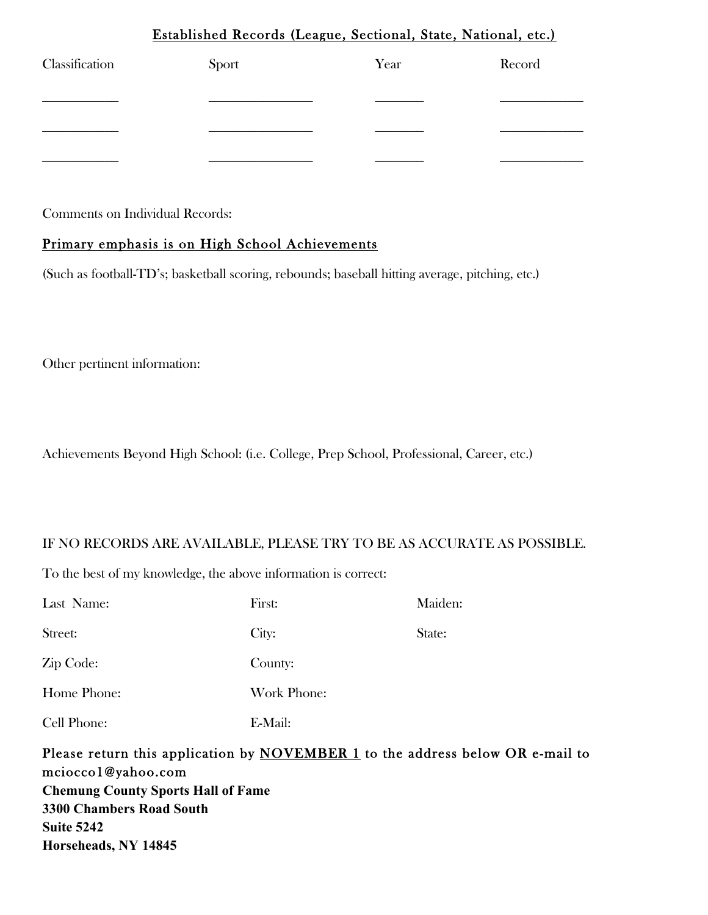## Established Records (League, Sectional, State, National, etc.)

| Classification | Sport | Year | Record |
|---|---|---|---|
| ___________ | _______________ | _______ | ____________ |
| ___________ | _______________ | _______ | ____________ |
| ___________ | _______________ | _______ | ____________ |

Comments on Individual Records:

**Primary emphasis is on High School Achievements**

(Such as football-TD's; basketball scoring, rebounds; baseball hitting average, pitching, etc.)

Other pertinent information:

Achievements Beyond High School: (i.e. College, Prep School, Professional, Career, etc.)

IF NO RECORDS ARE AVAILABLE, PLEASE TRY TO BE AS ACCURATE AS POSSIBLE.

To the best of my knowledge, the above information is correct:

Last Name: First: Maiden:

Street: City: State:

Zip Code: County:

Home Phone: Work Phone:

Cell Phone: E-Mail:

**Please return this application by NOVEMBER 1 to the address below OR e-mail to mciocco1@yahoo.com**

**Chemung County Sports Hall of Fame**
**3300 Chambers Road South**
**Suite 5242**
**Horseheads, NY 14845**